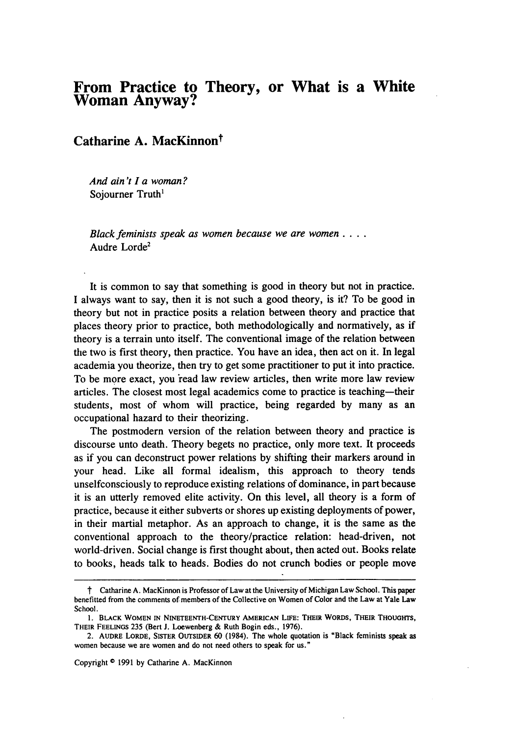# From Practice to Theory, or What is a White Woman Anyway?

## Catharine A. MacKinnon†

> *And ain't I a woman?*
> Sojourner Truth[1]

> *Black feminists speak as women because we are women . . . .*
> Audre Lorde[2]

It is common to say that something is good in theory but not in practice. I always want to say, then it is not such a good theory, is it? To be good in theory but not in practice posits a relation between theory and practice that places theory prior to practice, both methodologically and normatively, as if theory is a terrain unto itself. The conventional image of the relation between the two is first theory, then practice. You have an idea, then act on it. In legal academia you theorize, then try to get some practitioner to put it into practice. To be more exact, you read law review articles, then write more law review articles. The closest most legal academics come to practice is teaching—their students, most of whom will practice, being regarded by many as an occupational hazard to their theorizing.

The postmodern version of the relation between theory and practice is discourse unto death. Theory begets no practice, only more text. It proceeds as if you can deconstruct power relations by shifting their markers around in your head. Like all formal idealism, this approach to theory tends unselfconsciously to reproduce existing relations of dominance, in part because it is an utterly removed elite activity. On this level, all theory is a form of practice, because it either subverts or shores up existing deployments of power, in their martial metaphor. As an approach to change, it is the same as the conventional approach to the theory/practice relation: head-driven, not world-driven. Social change is first thought about, then acted out. Books relate to books, heads talk to heads. Bodies do not crunch bodies or people move

---

† Catharine A. MacKinnon is Professor of Law at the University of Michigan Law School. This paper benefitted from the comments of members of the Collective on Women of Color and the Law at Yale Law School.

1. BLACK WOMEN IN NINETEENTH-CENTURY AMERICAN LIFE: THEIR WORDS, THEIR THOUGHTS, THEIR FEELINGS 235 (Bert J. Loewenberg & Ruth Bogin eds., 1976).

2. AUDRE LORDE, SISTER OUTSIDER 60 (1984). The whole quotation is "Black feminists speak as women because we are women and do not need others to speak for us."

Copyright © 1991 by Catharine A. MacKinnon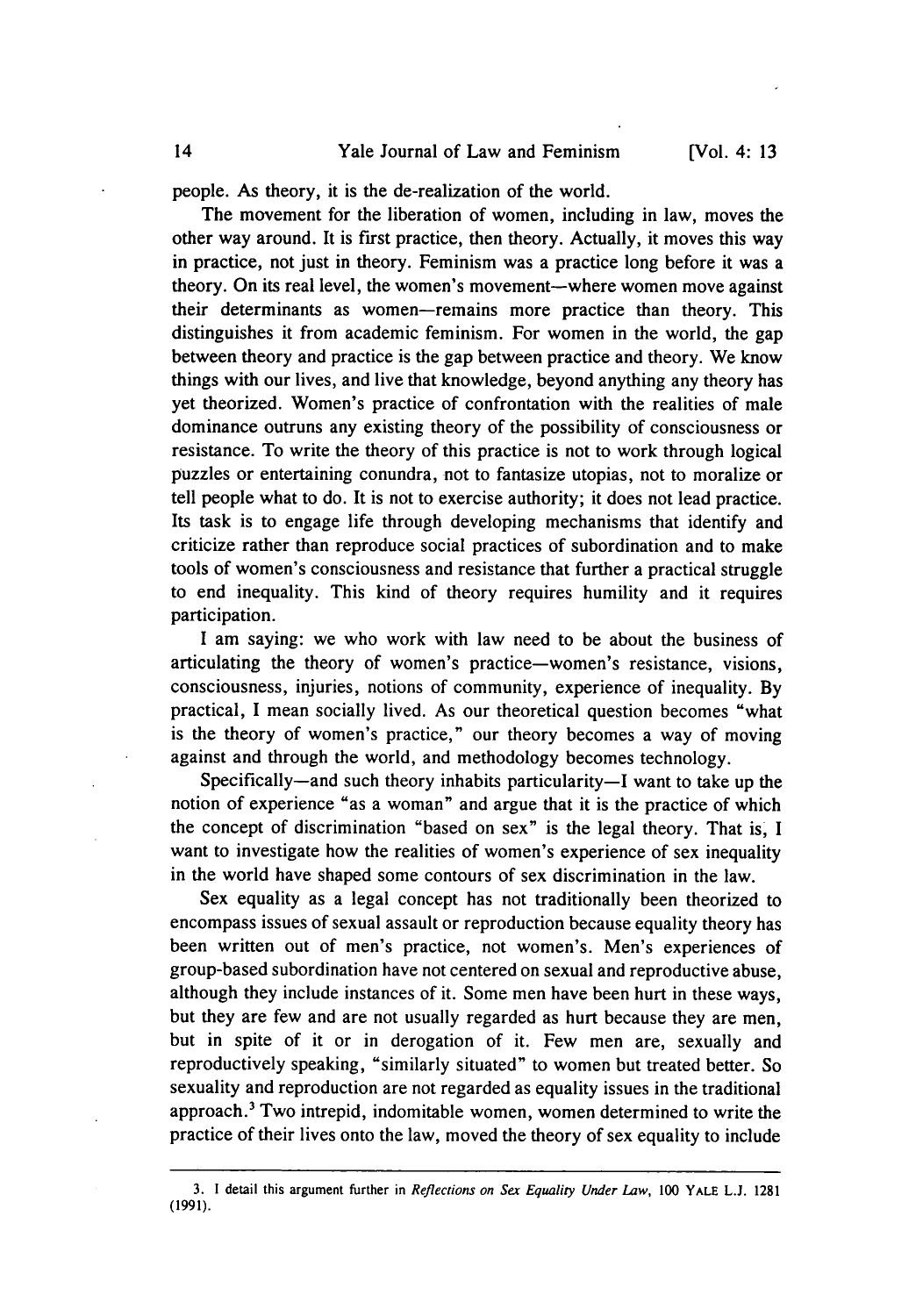people. As theory, it is the de-realization of the world.

The movement for the liberation of women, including in law, moves the other way around. It is first practice, then theory. Actually, it moves this way in practice, not just in theory. Feminism was a practice long before it was a theory. On its real level, the women's movement—where women move against their determinants as women—remains more practice than theory. This distinguishes it from academic feminism. For women in the world, the gap between theory and practice is the gap between practice and theory. We know things with our lives, and live that knowledge, beyond anything any theory has yet theorized. Women's practice of confrontation with the realities of male dominance outruns any existing theory of the possibility of consciousness or resistance. To write the theory of this practice is not to work through logical puzzles or entertaining conundra, not to fantasize utopias, not to moralize or tell people what to do. It is not to exercise authority; it does not lead practice. Its task is to engage life through developing mechanisms that identify and criticize rather than reproduce social practices of subordination and to make tools of women's consciousness and resistance that further a practical struggle to end inequality. This kind of theory requires humility and it requires participation.

I am saying: we who work with law need to be about the business of articulating the theory of women's practice—women's resistance, visions, consciousness, injuries, notions of community, experience of inequality. By practical, I mean socially lived. As our theoretical question becomes "what is the theory of women's practice," our theory becomes a way of moving against and through the world, and methodology becomes technology.

Specifically—and such theory inhabits particularity—I want to take up the notion of experience "as a woman" and argue that it is the practice of which the concept of discrimination "based on sex" is the legal theory. That is, I want to investigate how the realities of women's experience of sex inequality in the world have shaped some contours of sex discrimination in the law.

Sex equality as a legal concept has not traditionally been theorized to encompass issues of sexual assault or reproduction because equality theory has been written out of men's practice, not women's. Men's experiences of group-based subordination have not centered on sexual and reproductive abuse, although they include instances of it. Some men have been hurt in these ways, but they are few and are not usually regarded as hurt because they are men, but in spite of it or in derogation of it. Few men are, sexually and reproductively speaking, "similarly situated" to women but treated better. So sexuality and reproduction are not regarded as equality issues in the traditional approach.[3] Two intrepid, indomitable women, women determined to write the practice of their lives onto the law, moved the theory of sex equality to include

---

3. I detail this argument further in *Reflections on Sex Equality Under Law*, 100 YALE L.J. 1281 (1991).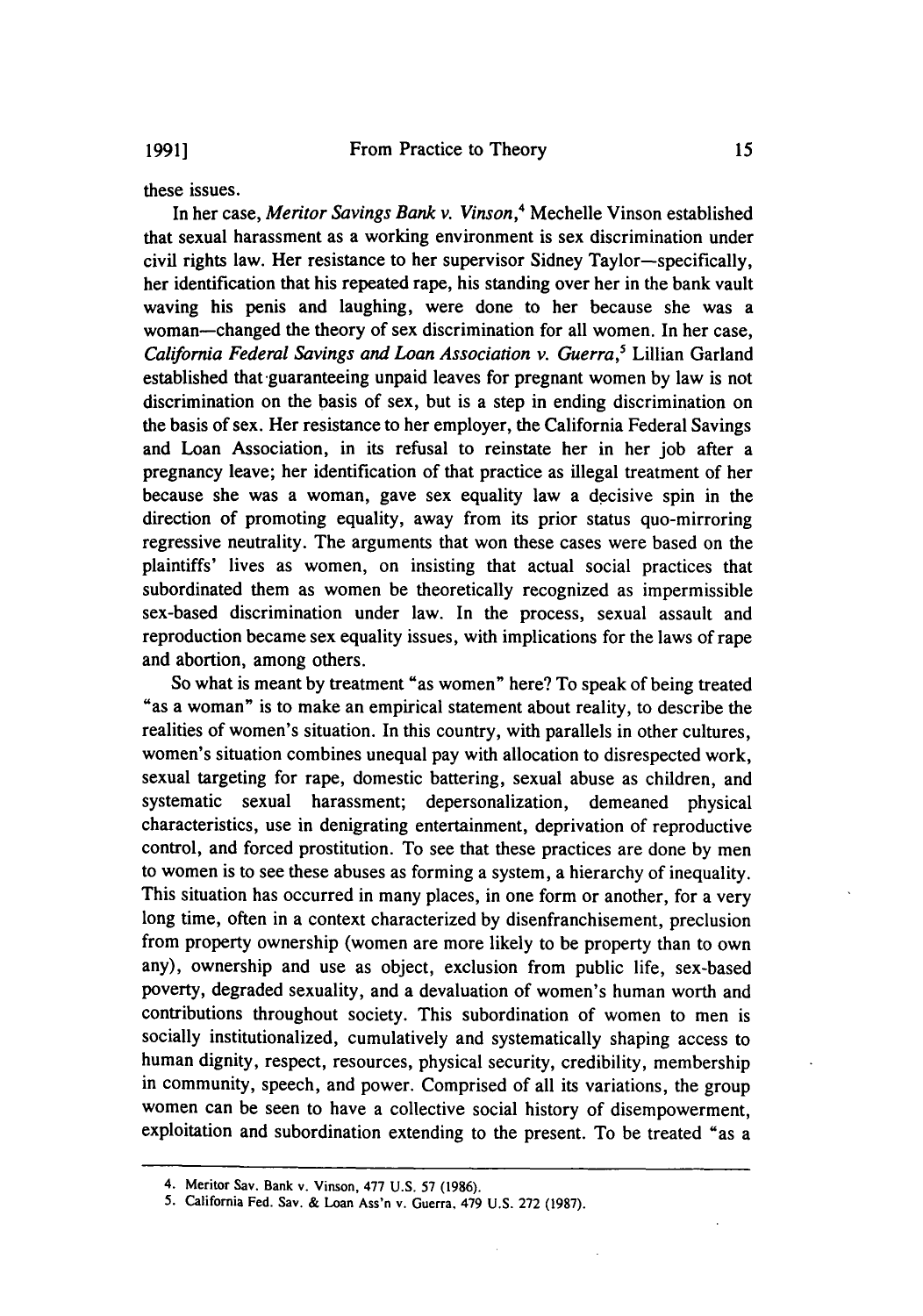these issues.

In her case, *Meritor Savings Bank v. Vinson*,[4] Mechelle Vinson established that sexual harassment as a working environment is sex discrimination under civil rights law. Her resistance to her supervisor Sidney Taylor—specifically, her identification that his repeated rape, his standing over her in the bank vault waving his penis and laughing, were done to her because she was a woman—changed the theory of sex discrimination for all women. In her case, *California Federal Savings and Loan Association v. Guerra*,[5] Lillian Garland established that guaranteeing unpaid leaves for pregnant women by law is not discrimination on the basis of sex, but is a step in ending discrimination on the basis of sex. Her resistance to her employer, the California Federal Savings and Loan Association, in its refusal to reinstate her in her job after a pregnancy leave; her identification of that practice as illegal treatment of her because she was a woman, gave sex equality law a decisive spin in the direction of promoting equality, away from its prior status quo-mirroring regressive neutrality. The arguments that won these cases were based on the plaintiffs' lives as women, on insisting that actual social practices that subordinated them as women be theoretically recognized as impermissible sex-based discrimination under law. In the process, sexual assault and reproduction became sex equality issues, with implications for the laws of rape and abortion, among others.

So what is meant by treatment "as women" here? To speak of being treated "as a woman" is to make an empirical statement about reality, to describe the realities of women's situation. In this country, with parallels in other cultures, women's situation combines unequal pay with allocation to disrespected work, sexual targeting for rape, domestic battering, sexual abuse as children, and systematic sexual harassment; depersonalization, demeaned physical characteristics, use in denigrating entertainment, deprivation of reproductive control, and forced prostitution. To see that these practices are done by men to women is to see these abuses as forming a system, a hierarchy of inequality. This situation has occurred in many places, in one form or another, for a very long time, often in a context characterized by disenfranchisement, preclusion from property ownership (women are more likely to be property than to own any), ownership and use as object, exclusion from public life, sex-based poverty, degraded sexuality, and a devaluation of women's human worth and contributions throughout society. This subordination of women to men is socially institutionalized, cumulatively and systematically shaping access to human dignity, respect, resources, physical security, credibility, membership in community, speech, and power. Comprised of all its variations, the group women can be seen to have a collective social history of disempowerment, exploitation and subordination extending to the present. To be treated "as a

---

4. Meritor Sav. Bank v. Vinson, 477 U.S. 57 (1986).

5. California Fed. Sav. & Loan Ass'n v. Guerra, 479 U.S. 272 (1987).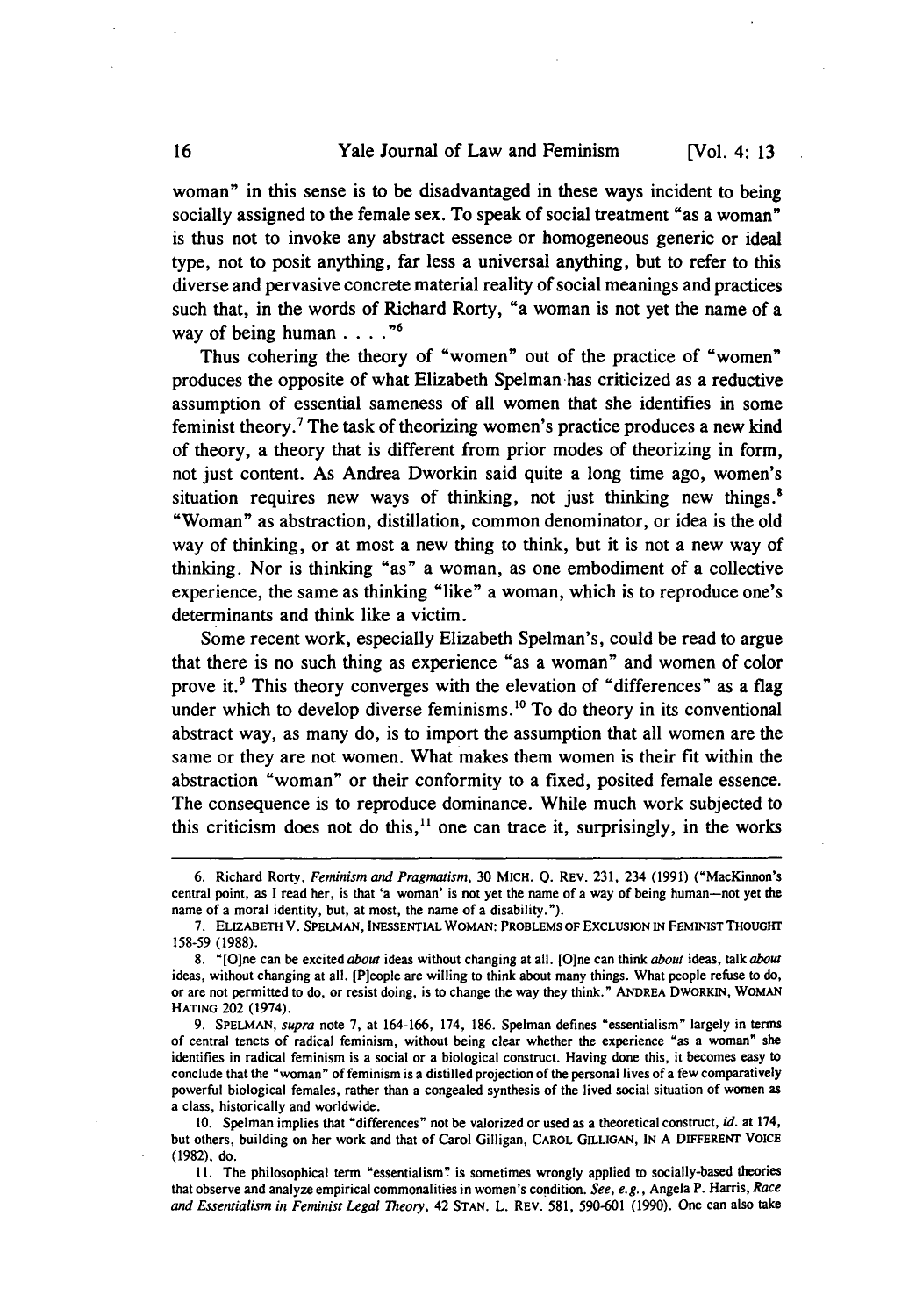woman" in this sense is to be disadvantaged in these ways incident to being socially assigned to the female sex. To speak of social treatment "as a woman" is thus not to invoke any abstract essence or homogeneous generic or ideal type, not to posit anything, far less a universal anything, but to refer to this diverse and pervasive concrete material reality of social meanings and practices such that, in the words of Richard Rorty, "a woman is not yet the name of a way of being human . . . ."[6]

Thus cohering the theory of "women" out of the practice of "women" produces the opposite of what Elizabeth Spelman has criticized as a reductive assumption of essential sameness of all women that she identifies in some feminist theory.[7] The task of theorizing women's practice produces a new kind of theory, a theory that is different from prior modes of theorizing in form, not just content. As Andrea Dworkin said quite a long time ago, women's situation requires new ways of thinking, not just thinking new things.[8] "Woman" as abstraction, distillation, common denominator, or idea is the old way of thinking, or at most a new thing to think, but it is not a new way of thinking. Nor is thinking "as" a woman, as one embodiment of a collective experience, the same as thinking "like" a woman, which is to reproduce one's determinants and think like a victim.

Some recent work, especially Elizabeth Spelman's, could be read to argue that there is no such thing as experience "as a woman" and women of color prove it.[9] This theory converges with the elevation of "differences" as a flag under which to develop diverse feminisms.[10] To do theory in its conventional abstract way, as many do, is to import the assumption that all women are the same or they are not women. What makes them women is their fit within the abstraction "woman" or their conformity to a fixed, posited female essence. The consequence is to reproduce dominance. While much work subjected to this criticism does not do this,[11] one can trace it, surprisingly, in the works

---

6. Richard Rorty, *Feminism and Pragmatism*, 30 MICH. Q. REV. 231, 234 (1991) ("MacKinnon's central point, as I read her, is that 'a woman' is not yet the name of a way of being human—not yet the name of a moral identity, but, at most, the name of a disability.").

7. ELIZABETH V. SPELMAN, INESSENTIAL WOMAN: PROBLEMS OF EXCLUSION IN FEMINIST THOUGHT 158-59 (1988).

8. "[O]ne can be excited *about* ideas without changing at all. [O]ne can think *about* ideas, talk *about* ideas, without changing at all. [P]eople are willing to think about many things. What people refuse to do, or are not permitted to do, or resist doing, is to change the way they think." ANDREA DWORKIN, WOMAN HATING 202 (1974).

9. SPELMAN, *supra* note 7, at 164-166, 174, 186. Spelman defines "essentialism" largely in terms of central tenets of radical feminism, without being clear whether the experience "as a woman" she identifies in radical feminism is a social or a biological construct. Having done this, it becomes easy to conclude that the "woman" of feminism is a distilled projection of the personal lives of a few comparatively powerful biological females, rather than a congealed synthesis of the lived social situation of women as a class, historically and worldwide.

10. Spelman implies that "differences" not be valorized or used as a theoretical construct, *id.* at 174, but others, building on her work and that of Carol Gilligan, CAROL GILLIGAN, IN A DIFFERENT VOICE (1982), do.

11. The philosophical term "essentialism" is sometimes wrongly applied to socially-based theories that observe and analyze empirical commonalities in women's condition. *See, e.g.*, Angela P. Harris, *Race and Essentialism in Feminist Legal Theory*, 42 STAN. L. REV. 581, 590-601 (1990). One can also take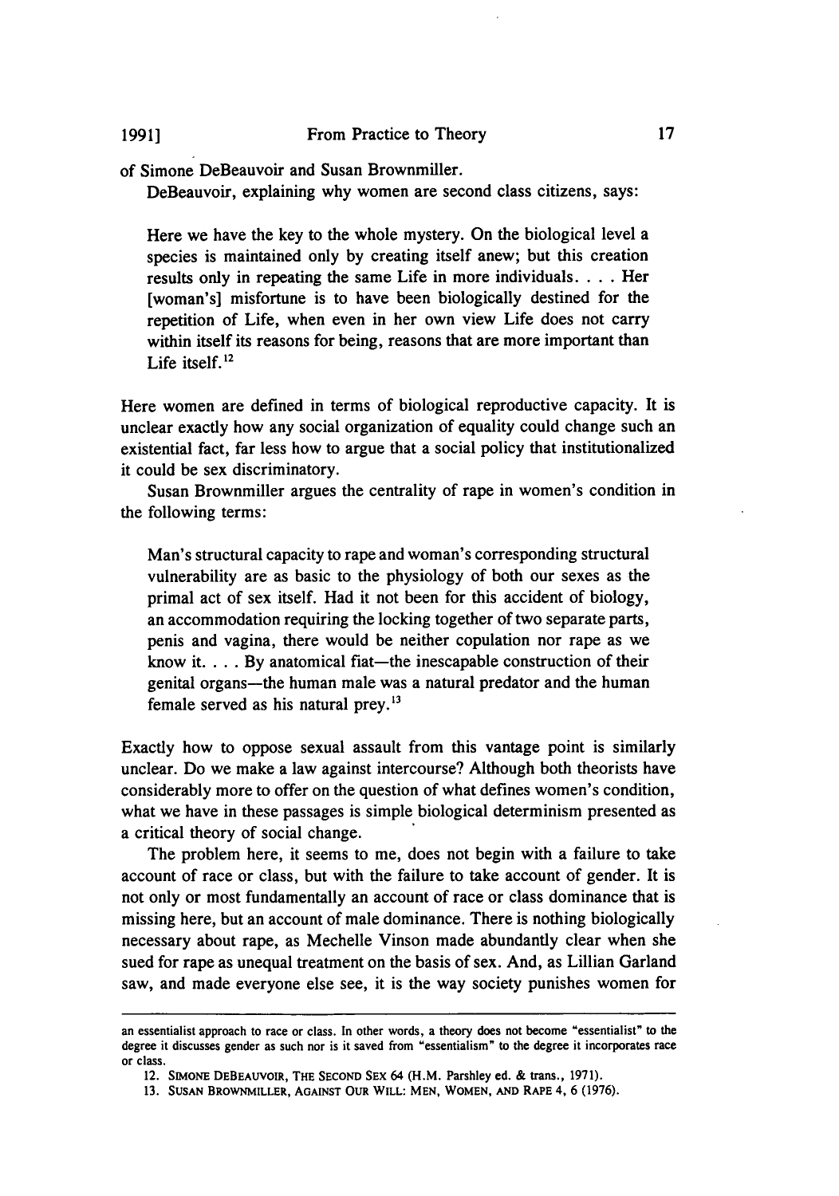of Simone DeBeauvoir and Susan Brownmiller.

DeBeauvoir, explaining why women are second class citizens, says:

> Here we have the key to the whole mystery. On the biological level a species is maintained only by creating itself anew; but this creation results only in repeating the same Life in more individuals. . . . Her [woman's] misfortune is to have been biologically destined for the repetition of Life, when even in her own view Life does not carry within itself its reasons for being, reasons that are more important than Life itself.[12]

Here women are defined in terms of biological reproductive capacity. It is unclear exactly how any social organization of equality could change such an existential fact, far less how to argue that a social policy that institutionalized it could be sex discriminatory.

Susan Brownmiller argues the centrality of rape in women's condition in the following terms:

> Man's structural capacity to rape and woman's corresponding structural vulnerability are as basic to the physiology of both our sexes as the primal act of sex itself. Had it not been for this accident of biology, an accommodation requiring the locking together of two separate parts, penis and vagina, there would be neither copulation nor rape as we know it. . . . By anatomical fiat—the inescapable construction of their genital organs—the human male was a natural predator and the human female served as his natural prey.[13]

Exactly how to oppose sexual assault from this vantage point is similarly unclear. Do we make a law against intercourse? Although both theorists have considerably more to offer on the question of what defines women's condition, what we have in these passages is simple biological determinism presented as a critical theory of social change.

The problem here, it seems to me, does not begin with a failure to take account of race or class, but with the failure to take account of gender. It is not only or most fundamentally an account of race or class dominance that is missing here, but an account of male dominance. There is nothing biologically necessary about rape, as Mechelle Vinson made abundantly clear when she sued for rape as unequal treatment on the basis of sex. And, as Lillian Garland saw, and made everyone else see, it is the way society punishes women for

---

an essentialist approach to race or class. In other words, a theory does not become "essentialist" to the degree it discusses gender as such nor is it saved from "essentialism" to the degree it incorporates race or class.

12. SIMONE DEBEAUVOIR, THE SECOND SEX 64 (H.M. Parshley ed. & trans., 1971).

13. SUSAN BROWNMILLER, AGAINST OUR WILL: MEN, WOMEN, AND RAPE 4, 6 (1976).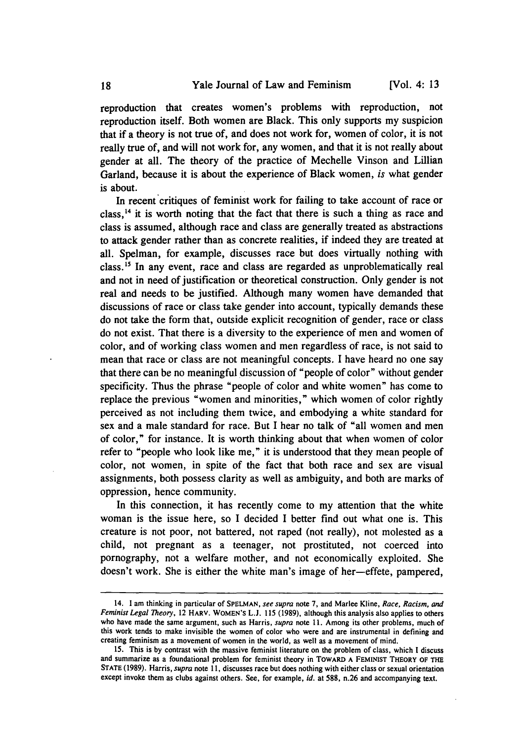reproduction that creates women's problems with reproduction, not reproduction itself. Both women are Black. This only supports my suspicion that if a theory is not true of, and does not work for, women of color, it is not really true of, and will not work for, any women, and that it is not really about gender at all. The theory of the practice of Mechelle Vinson and Lillian Garland, because it is about the experience of Black women, *is* what gender is about.

In recent critiques of feminist work for failing to take account of race or class,[14] it is worth noting that the fact that there is such a thing as race and class is assumed, although race and class are generally treated as abstractions to attack gender rather than as concrete realities, if indeed they are treated at all. Spelman, for example, discusses race but does virtually nothing with class.[15] In any event, race and class are regarded as unproblematically real and not in need of justification or theoretical construction. Only gender is not real and needs to be justified. Although many women have demanded that discussions of race or class take gender into account, typically demands these do not take the form that, outside explicit recognition of gender, race or class do not exist. That there is a diversity to the experience of men and women of color, and of working class women and men regardless of race, is not said to mean that race or class are not meaningful concepts. I have heard no one say that there can be no meaningful discussion of "people of color" without gender specificity. Thus the phrase "people of color and white women" has come to replace the previous "women and minorities," which women of color rightly perceived as not including them twice, and embodying a white standard for sex and a male standard for race. But I hear no talk of "all women and men of color," for instance. It is worth thinking about that when women of color refer to "people who look like me," it is understood that they mean people of color, not women, in spite of the fact that both race and sex are visual assignments, both possess clarity as well as ambiguity, and both are marks of oppression, hence community.

In this connection, it has recently come to my attention that the white woman is the issue here, so I decided I better find out what one is. This creature is not poor, not battered, not raped (not really), not molested as a child, not pregnant as a teenager, not prostituted, not coerced into pornography, not a welfare mother, and not economically exploited. She doesn't work. She is either the white man's image of her—effete, pampered,

---

14. I am thinking in particular of SPELMAN, *see supra* note 7, and Marlee Kline, *Race, Racism, and Feminist Legal Theory*, 12 HARV. WOMEN'S L.J. 115 (1989), although this analysis also applies to others who have made the same argument, such as Harris, *supra* note 11. Among its other problems, much of this work tends to make invisible the women of color who were and are instrumental in defining and creating feminism as a movement of women in the world, as well as a movement of mind.

15. This is by contrast with the massive feminist literature on the problem of class, which I discuss and summarize as a foundational problem for feminist theory in TOWARD A FEMINIST THEORY OF THE STATE (1989). Harris, *supra* note 11, discusses race but does nothing with either class or sexual orientation except invoke them as clubs against others. See, for example, *id.* at 588, n.26 and accompanying text.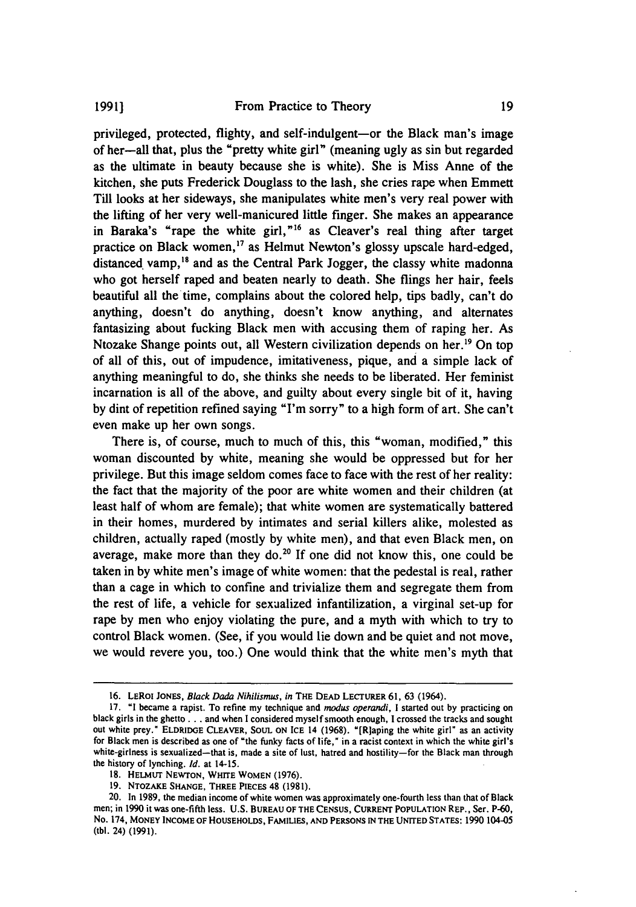privileged, protected, flighty, and self-indulgent—or the Black man's image of her—all that, plus the "pretty white girl" (meaning ugly as sin but regarded as the ultimate in beauty because she is white). She is Miss Anne of the kitchen, she puts Frederick Douglass to the lash, she cries rape when Emmett Till looks at her sideways, she manipulates white men's very real power with the lifting of her very well-manicured little finger. She makes an appearance in Baraka's "rape the white girl,"[16] as Cleaver's real thing after target practice on Black women,[17] as Helmut Newton's glossy upscale hard-edged, distanced vamp,[18] and as the Central Park Jogger, the classy white madonna who got herself raped and beaten nearly to death. She flings her hair, feels beautiful all the time, complains about the colored help, tips badly, can't do anything, doesn't do anything, doesn't know anything, and alternates fantasizing about fucking Black men with accusing them of raping her. As Ntozake Shange points out, all Western civilization depends on her.[19] On top of all of this, out of impudence, imitativeness, pique, and a simple lack of anything meaningful to do, she thinks she needs to be liberated. Her feminist incarnation is all of the above, and guilty about every single bit of it, having by dint of repetition refined saying "I'm sorry" to a high form of art. She can't even make up her own songs.

There is, of course, much to much of this, this "woman, modified," this woman discounted by white, meaning she would be oppressed but for her privilege. But this image seldom comes face to face with the rest of her reality: the fact that the majority of the poor are white women and their children (at least half of whom are female); that white women are systematically battered in their homes, murdered by intimates and serial killers alike, molested as children, actually raped (mostly by white men), and that even Black men, on average, make more than they do.[20] If one did not know this, one could be taken in by white men's image of white women: that the pedestal is real, rather than a cage in which to confine and trivialize them and segregate them from the rest of life, a vehicle for sexualized infantilization, a virginal set-up for rape by men who enjoy violating the pure, and a myth with which to try to control Black women. (See, if you would lie down and be quiet and not move, we would revere you, too.) One would think that the white men's myth that

---

16. LEROI JONES, *Black Dada Nihilismus*, *in* THE DEAD LECTURER 61, 63 (1964).

17. "I became a rapist. To refine my technique and *modus operandi*, I started out by practicing on black girls in the ghetto . . . and when I considered myself smooth enough, I crossed the tracks and sought out white prey." ELDRIDGE CLEAVER, SOUL ON ICE 14 (1968). "[R]aping the white girl" as an activity for Black men is described as one of "the funky facts of life," in a racist context in which the white girl's white-girlness is sexualized—that is, made a site of lust, hatred and hostility—for the Black man through the history of lynching. *Id.* at 14-15.

18. HELMUT NEWTON, WHITE WOMEN (1976).

19. NTOZAKE SHANGE, THREE PIECES 48 (1981).

20. In 1989, the median income of white women was approximately one-fourth less than that of Black men; in 1990 it was one-fifth less. U.S. BUREAU OF THE CENSUS, CURRENT POPULATION REP., Ser. P-60, No. 174, MONEY INCOME OF HOUSEHOLDS, FAMILIES, AND PERSONS IN THE UNITED STATES: 1990 104-05 (tbl. 24) (1991).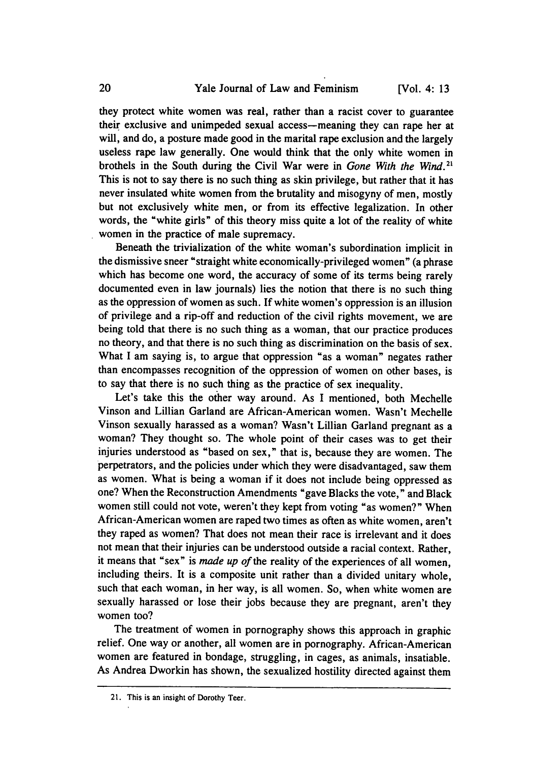they protect white women was real, rather than a racist cover to guarantee their exclusive and unimpeded sexual access—meaning they can rape her at will, and do, a posture made good in the marital rape exclusion and the largely useless rape law generally. One would think that the only white women in brothels in the South during the Civil War were in *Gone With the Wind*.[21] This is not to say there is no such thing as skin privilege, but rather that it has never insulated white women from the brutality and misogyny of men, mostly but not exclusively white men, or from its effective legalization. In other words, the "white girls" of this theory miss quite a lot of the reality of white women in the practice of male supremacy.

Beneath the trivialization of the white woman's subordination implicit in the dismissive sneer "straight white economically-privileged women" (a phrase which has become one word, the accuracy of some of its terms being rarely documented even in law journals) lies the notion that there is no such thing as the oppression of women as such. If white women's oppression is an illusion of privilege and a rip-off and reduction of the civil rights movement, we are being told that there is no such thing as a woman, that our practice produces no theory, and that there is no such thing as discrimination on the basis of sex. What I am saying is, to argue that oppression "as a woman" negates rather than encompasses recognition of the oppression of women on other bases, is to say that there is no such thing as the practice of sex inequality.

Let's take this the other way around. As I mentioned, both Mechelle Vinson and Lillian Garland are African-American women. Wasn't Mechelle Vinson sexually harassed as a woman? Wasn't Lillian Garland pregnant as a woman? They thought so. The whole point of their cases was to get their injuries understood as "based on sex," that is, because they are women. The perpetrators, and the policies under which they were disadvantaged, saw them as women. What is being a woman if it does not include being oppressed as one? When the Reconstruction Amendments "gave Blacks the vote," and Black women still could not vote, weren't they kept from voting "as women?" When African-American women are raped two times as often as white women, aren't they raped as women? That does not mean their race is irrelevant and it does not mean that their injuries can be understood outside a racial context. Rather, it means that "sex" is *made up of* the reality of the experiences of all women, including theirs. It is a composite unit rather than a divided unitary whole, such that each woman, in her way, is all women. So, when white women are sexually harassed or lose their jobs because they are pregnant, aren't they women too?

The treatment of women in pornography shows this approach in graphic relief. One way or another, all women are in pornography. African-American women are featured in bondage, struggling, in cages, as animals, insatiable. As Andrea Dworkin has shown, the sexualized hostility directed against them

21. This is an insight of Dorothy Teer.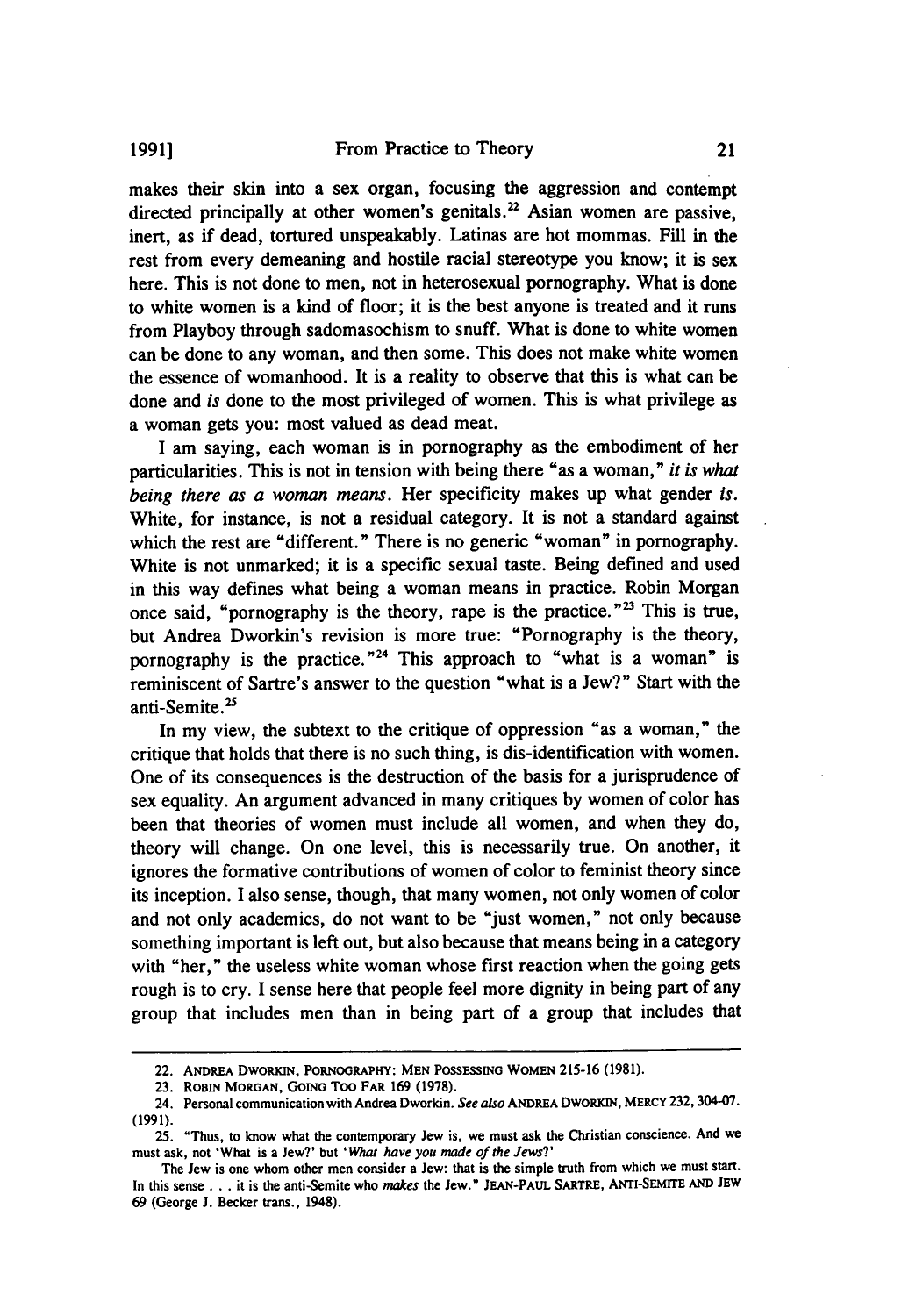makes their skin into a sex organ, focusing the aggression and contempt directed principally at other women's genitals.[22] Asian women are passive, inert, as if dead, tortured unspeakably. Latinas are hot mommas. Fill in the rest from every demeaning and hostile racial stereotype you know; it is sex here. This is not done to men, not in heterosexual pornography. What is done to white women is a kind of floor; it is the best anyone is treated and it runs from Playboy through sadomasochism to snuff. What is done to white women can be done to any woman, and then some. This does not make white women the essence of womanhood. It is a reality to observe that this is what can be done and *is* done to the most privileged of women. This is what privilege as a woman gets you: most valued as dead meat.

I am saying, each woman is in pornography as the embodiment of her particularities. This is not in tension with being there "as a woman," *it is what being there as a woman means*. Her specificity makes up what gender *is*. White, for instance, is not a residual category. It is not a standard against which the rest are "different." There is no generic "woman" in pornography. White is not unmarked; it is a specific sexual taste. Being defined and used in this way defines what being a woman means in practice. Robin Morgan once said, "pornography is the theory, rape is the practice."[23] This is true, but Andrea Dworkin's revision is more true: "Pornography is the theory, pornography is the practice."[24] This approach to "what is a woman" is reminiscent of Sartre's answer to the question "what is a Jew?" Start with the anti-Semite.[25]

In my view, the subtext to the critique of oppression "as a woman," the critique that holds that there is no such thing, is dis-identification with women. One of its consequences is the destruction of the basis for a jurisprudence of sex equality. An argument advanced in many critiques by women of color has been that theories of women must include all women, and when they do, theory will change. On one level, this is necessarily true. On another, it ignores the formative contributions of women of color to feminist theory since its inception. I also sense, though, that many women, not only women of color and not only academics, do not want to be "just women," not only because something important is left out, but also because that means being in a category with "her," the useless white woman whose first reaction when the going gets rough is to cry. I sense here that people feel more dignity in being part of any group that includes men than in being part of a group that includes that

---

22. ANDREA DWORKIN, PORNOGRAPHY: MEN POSSESSING WOMEN 215-16 (1981).

23. ROBIN MORGAN, GOING TOO FAR 169 (1978).

24. Personal communication with Andrea Dworkin. *See also* ANDREA DWORKIN, MERCY 232, 304-07. (1991).

25. "Thus, to know what the contemporary Jew is, we must ask the Christian conscience. And we must ask, not 'What is a Jew?' but '*What have you made of the Jews?*'

The Jew is one whom other men consider a Jew: that is the simple truth from which we must start. In this sense . . . it is the anti-Semite who *makes* the Jew." JEAN-PAUL SARTRE, ANTI-SEMITE AND JEW 69 (George J. Becker trans., 1948).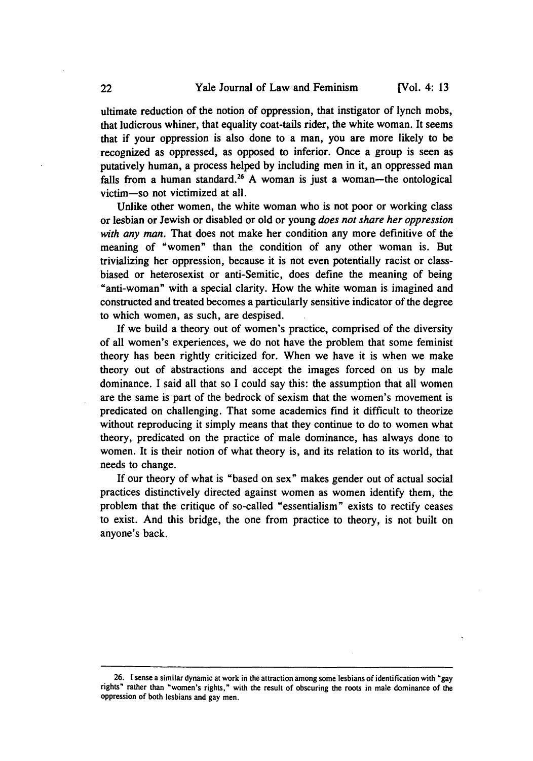ultimate reduction of the notion of oppression, that instigator of lynch mobs, that ludicrous whiner, that equality coat-tails rider, the white woman. It seems that if your oppression is also done to a man, you are more likely to be recognized as oppressed, as opposed to inferior. Once a group is seen as putatively human, a process helped by including men in it, an oppressed man falls from a human standard.[26] A woman is just a woman—the ontological victim—so not victimized at all.

Unlike other women, the white woman who is not poor or working class or lesbian or Jewish or disabled or old or young *does not share her oppression with any man.* That does not make her condition any more definitive of the meaning of "women" than the condition of any other woman is. But trivializing her oppression, because it is not even potentially racist or class-biased or heterosexist or anti-Semitic, does define the meaning of being "anti-woman" with a special clarity. How the white woman is imagined and constructed and treated becomes a particularly sensitive indicator of the degree to which women, as such, are despised.

If we build a theory out of women's practice, comprised of the diversity of all women's experiences, we do not have the problem that some feminist theory has been rightly criticized for. When we have it is when we make theory out of abstractions and accept the images forced on us by male dominance. I said all that so I could say this: the assumption that all women are the same is part of the bedrock of sexism that the women's movement is predicated on challenging. That some academics find it difficult to theorize without reproducing it simply means that they continue to do to women what theory, predicated on the practice of male dominance, has always done to women. It is their notion of what theory is, and its relation to its world, that needs to change.

If our theory of what is "based on sex" makes gender out of actual social practices distinctively directed against women as women identify them, the problem that the critique of so-called "essentialism" exists to rectify ceases to exist. And this bridge, the one from practice to theory, is not built on anyone's back.

---

26. I sense a similar dynamic at work in the attraction among some lesbians of identification with "gay rights" rather than "women's rights," with the result of obscuring the roots in male dominance of the oppression of both lesbians and gay men.